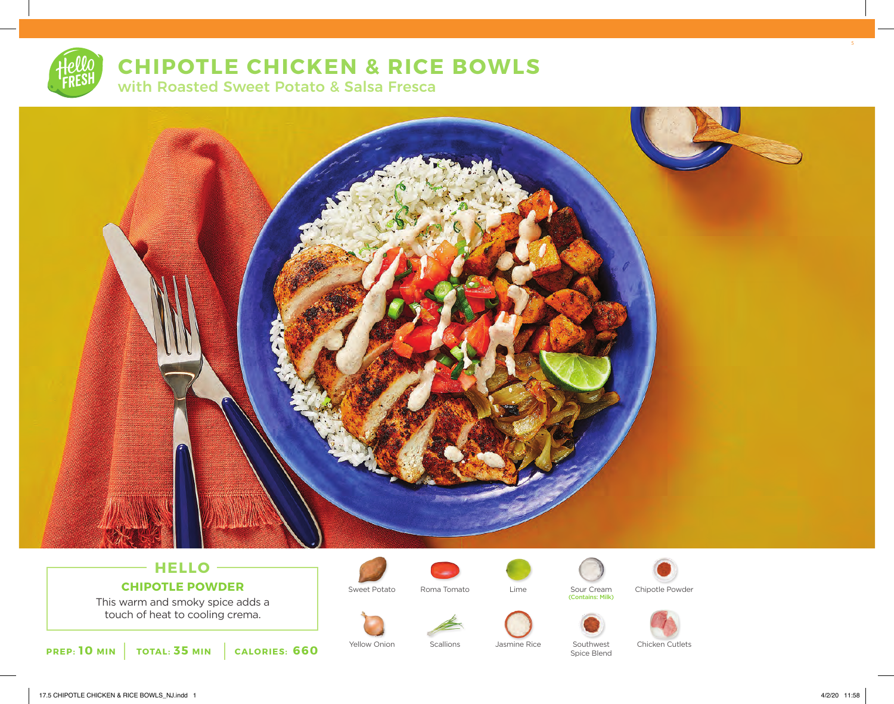# CHIPOTLE CHICKEN & RICE BOWLS

## with Roasted Sweet Potato & Salsa Fresca

### HELLO

**CHIPOTLE POWDER**

This warm and smoky spice adds a touch of heat to cooling crema.

**PREP: 10 MIN** | **TOTAL: 35 MIN** | **CALORIES: 660**

- Sweet Potato
- Roma Tomato
- Lime
- Sour Cream (Contains: Milk)
- Chipotle Powder
- Yellow Onion
- Scallions
- Jasmine Rice
- Southwest Spice Blend
- Chicken Cutlets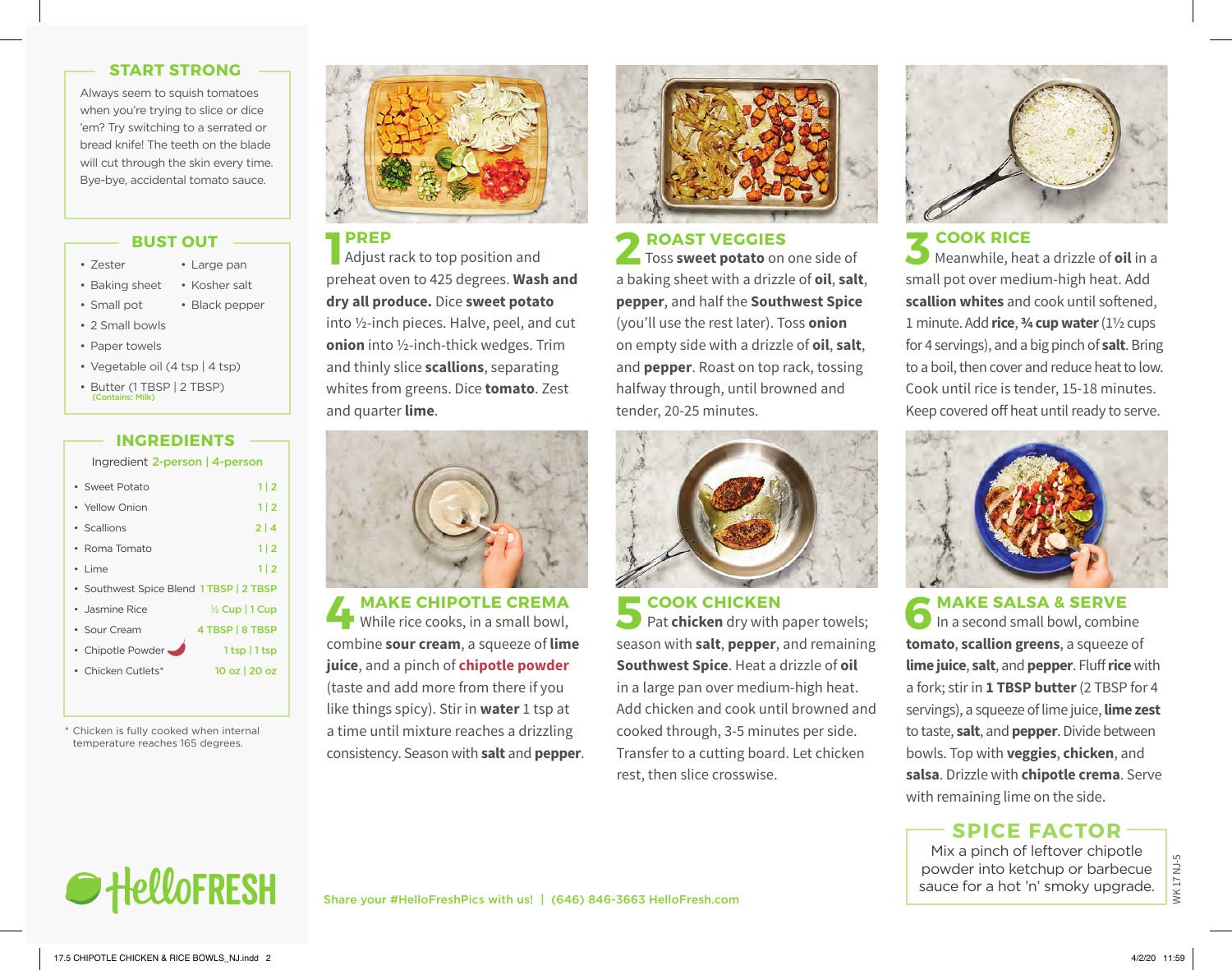## START STRONG

Always seem to squish tomatoes when you're trying to slice or dice 'em? Try switching to a serrated or bread knife! The teeth on the blade will cut through the skin every time. Bye-bye, accidental tomato sauce.

## BUST OUT

- Zester
- Large pan
- Baking sheet
- Kosher salt
- Small pot
- Black pepper
- 2 Small bowls
- Paper towels
- Vegetable oil (4 tsp | 4 tsp)
- Butter (1 TBSP | 2 TBSP) (Contains: Milk)

## INGREDIENTS

| Ingredient | 2-person \| 4-person |
| --- | --- |
| Sweet Potato | 1 \| 2 |
| Yellow Onion | 1 \| 2 |
| Scallions | 2 \| 4 |
| Roma Tomato | 1 \| 2 |
| Lime | 1 \| 2 |
| Southwest Spice Blend | 1 TBSP \| 2 TBSP |
| Jasmine Rice | ½ Cup \| 1 Cup |
| Sour Cream | 4 TBSP \| 8 TBSP |
| Chipotle Powder | 1 tsp \| 1 tsp |
| Chicken Cutlets* | 10 oz \| 20 oz |

\* Chicken is fully cooked when internal temperature reaches 165 degrees.

### 1 PREP

Adjust rack to top position and preheat oven to 425 degrees. **Wash and dry all produce.** Dice **sweet potato** into ½-inch pieces. Halve, peel, and cut **onion** into ½-inch-thick wedges. Trim and thinly slice **scallions**, separating whites from greens. Dice **tomato**. Zest and quarter **lime**.

### 2 ROAST VEGGIES

Toss **sweet potato** on one side of a baking sheet with a drizzle of **oil**, **salt**, **pepper**, and half the **Southwest Spice** (you'll use the rest later). Toss **onion** on empty side with a drizzle of **oil**, **salt**, and **pepper**. Roast on top rack, tossing halfway through, until browned and tender, 20-25 minutes.

### 3 COOK RICE

Meanwhile, heat a drizzle of **oil** in a small pot over medium-high heat. Add **scallion whites** and cook until softened, 1 minute. Add **rice**, **¾ cup water** (1½ cups for 4 servings), and a big pinch of **salt**. Bring to a boil, then cover and reduce heat to low. Cook until rice is tender, 15-18 minutes. Keep covered off heat until ready to serve.

### 4 MAKE CHIPOTLE CREMA

While rice cooks, in a small bowl, combine **sour cream**, a squeeze of **lime juice**, and a pinch of **chipotle powder** (taste and add more from there if you like things spicy). Stir in **water** 1 tsp at a time until mixture reaches a drizzling consistency. Season with **salt** and **pepper**.

### 5 COOK CHICKEN

Pat **chicken** dry with paper towels; season with **salt**, **pepper**, and remaining **Southwest Spice**. Heat a drizzle of **oil** in a large pan over medium-high heat. Add chicken and cook until browned and cooked through, 3-5 minutes per side. Transfer to a cutting board. Let chicken rest, then slice crosswise.

### 6 MAKE SALSA & SERVE

In a second small bowl, combine **tomato**, **scallion greens**, a squeeze of **lime juice**, **salt**, and **pepper**. Fluff **rice** with a fork; stir in **1 TBSP butter** (2 TBSP for 4 servings), a squeeze of lime juice, **lime zest** to taste, **salt**, and **pepper**. Divide between bowls. Top with **veggies**, **chicken**, and **salsa**. Drizzle with **chipotle crema**. Serve with remaining lime on the side.

## SPICE FACTOR

Mix a pinch of leftover chipotle powder into ketchup or barbecue sauce for a hot 'n' smoky upgrade.

HelloFRESH

Share your #HelloFreshPics with us! | (646) 846-3663 HelloFresh.com

WK 17 NJ-5